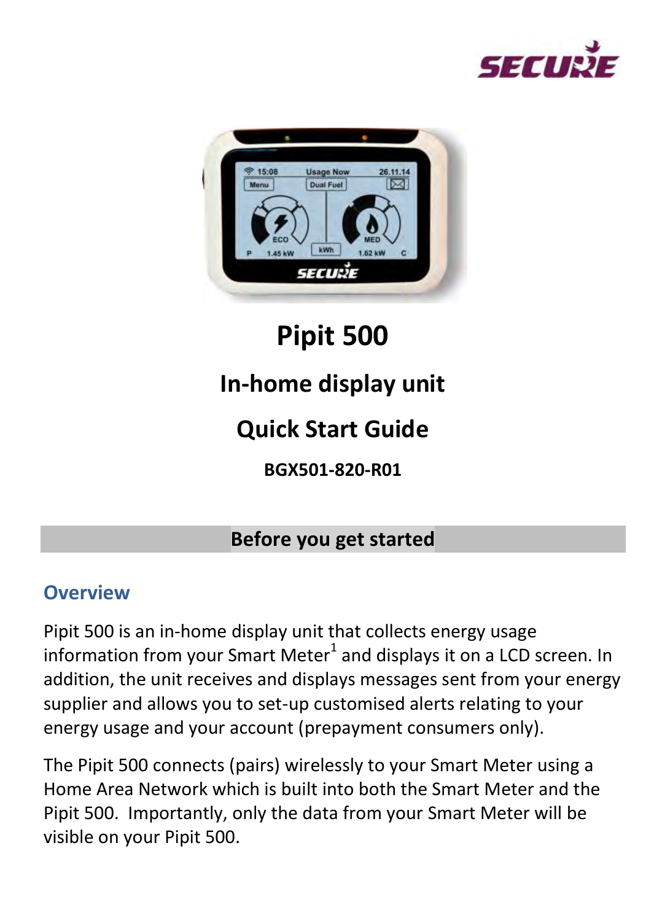# Pipit 500

## In-home display unit

## Quick Start Guide

**BGX501-820-R01**

## Before you get started

### Overview

Pipit 500 is an in-home display unit that collects energy usage information from your Smart Meter[1] and displays it on a LCD screen. In addition, the unit receives and displays messages sent from your energy supplier and allows you to set-up customised alerts relating to your energy usage and your account (prepayment consumers only).

The Pipit 500 connects (pairs) wirelessly to your Smart Meter using a Home Area Network which is built into both the Smart Meter and the Pipit 500. Importantly, only the data from your Smart Meter will be visible on your Pipit 500.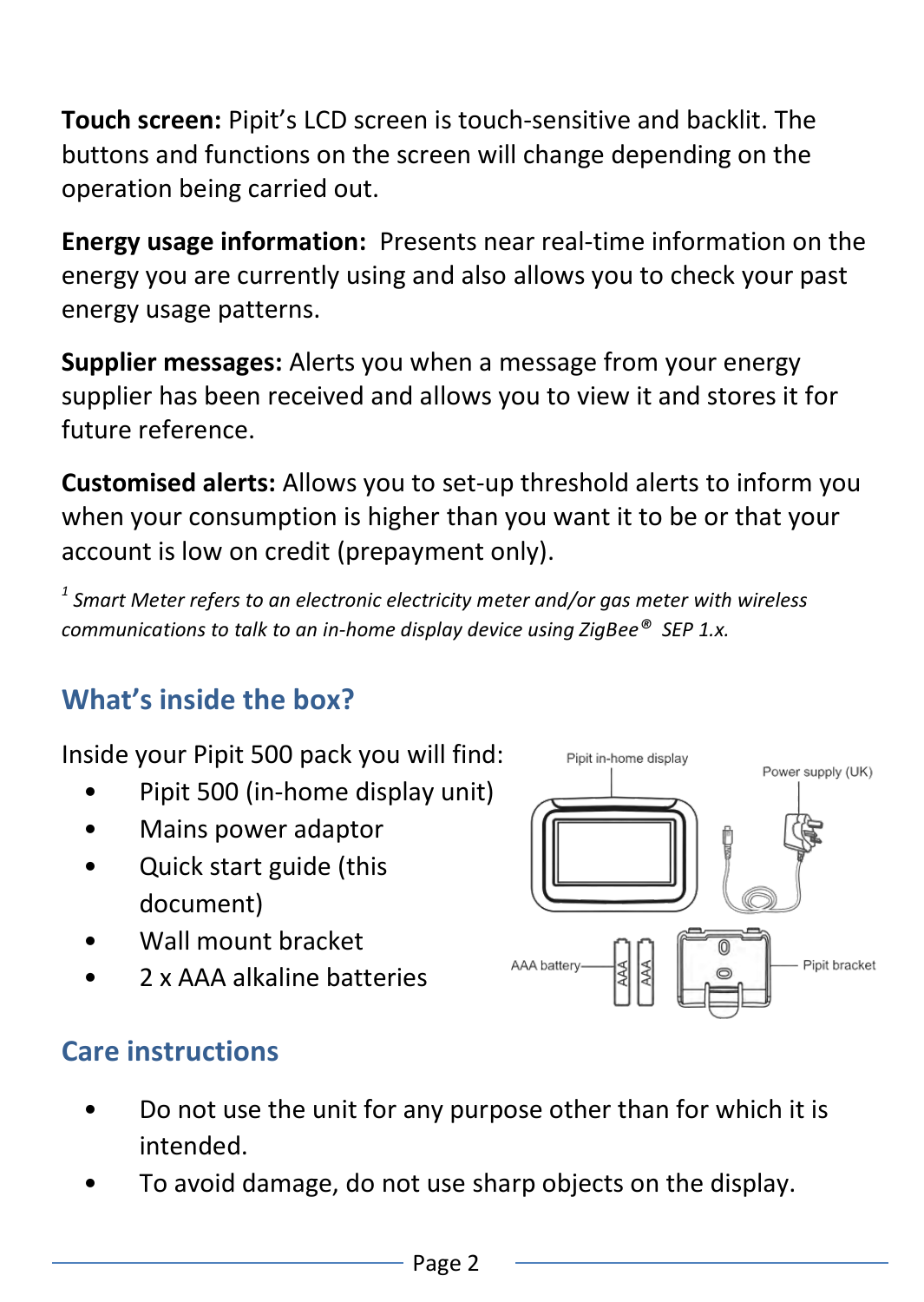**Touch screen:** Pipit's LCD screen is touch-sensitive and backlit. The buttons and functions on the screen will change depending on the operation being carried out.

**Energy usage information:** Presents near real-time information on the energy you are currently using and also allows you to check your past energy usage patterns.

**Supplier messages:** Alerts you when a message from your energy supplier has been received and allows you to view it and stores it for future reference.

**Customised alerts:** Allows you to set-up threshold alerts to inform you when your consumption is higher than you want it to be or that your account is low on credit (prepayment only).

*[1] Smart Meter refers to an electronic electricity meter and/or gas meter with wireless communications to talk to an in-home display device using ZigBee® SEP 1.x.*

## What's inside the box?

Inside your Pipit 500 pack you will find:

- Pipit 500 (in-home display unit)
- Mains power adaptor
- Quick start guide (this document)
- Wall mount bracket
- 2 x AAA alkaline batteries

Pipit in-home display

Power supply (UK)

AAA battery

Pipit bracket

## Care instructions

- Do not use the unit for any purpose other than for which it is intended.
- To avoid damage, do not use sharp objects on the display.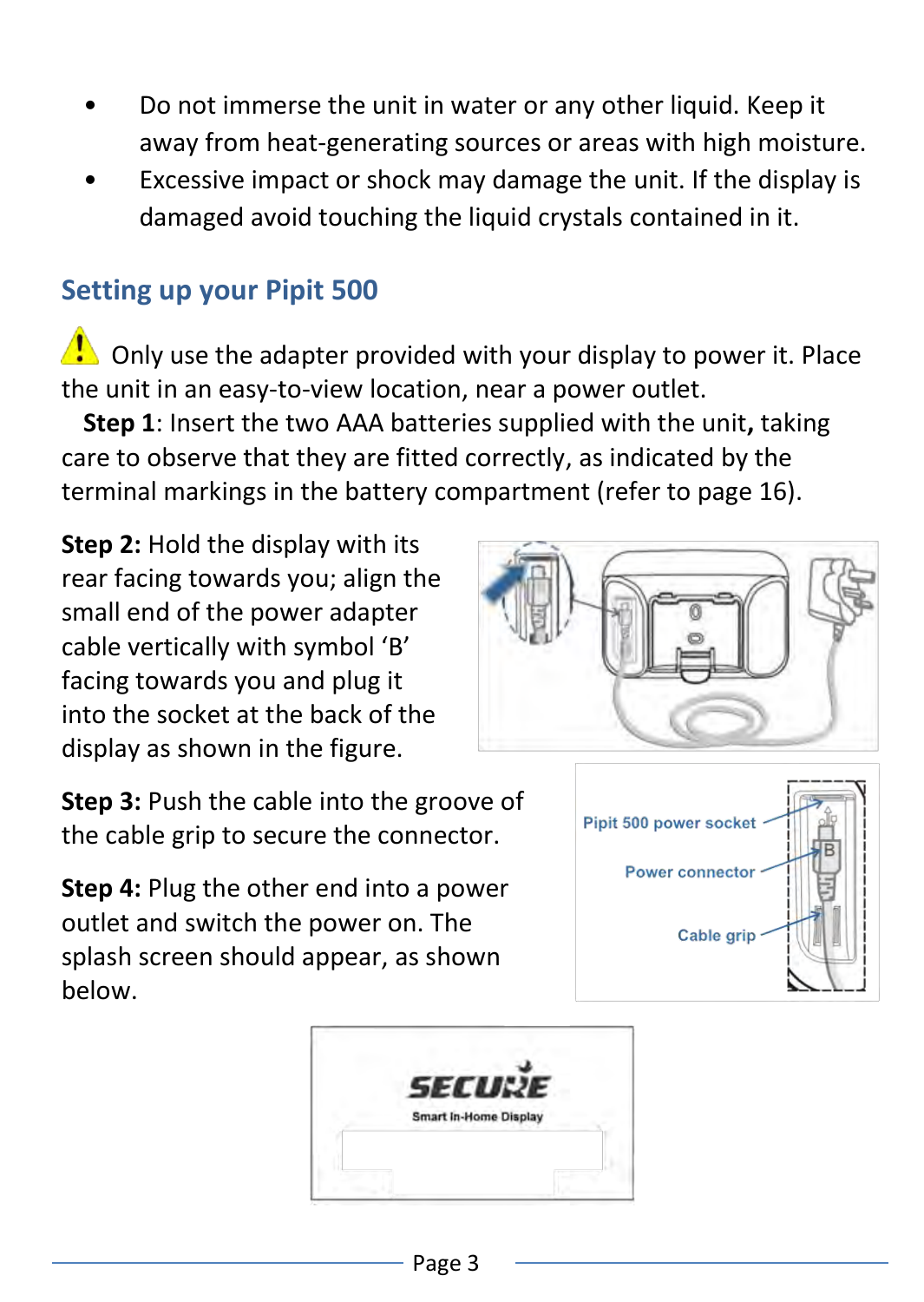- Do not immerse the unit in water or any other liquid. Keep it away from heat-generating sources or areas with high moisture.
- Excessive impact or shock may damage the unit. If the display is damaged avoid touching the liquid crystals contained in it.

## Setting up your Pipit 500

⚠ Only use the adapter provided with your display to power it. Place the unit in an easy-to-view location, near a power outlet.

**Step 1**: Insert the two AAA batteries supplied with the unit**,** taking care to observe that they are fitted correctly, as indicated by the terminal markings in the battery compartment (refer to page 16).

**Step 2:** Hold the display with its rear facing towards you; align the small end of the power adapter cable vertically with symbol 'B' facing towards you and plug it into the socket at the back of the display as shown in the figure.

**Step 3:** Push the cable into the groove of the cable grip to secure the connector.

Pipit 500 power socket

Power connector

Cable grip

**Step 4:** Plug the other end into a power outlet and switch the power on. The splash screen should appear, as shown below.

SECURE

Smart In-Home Display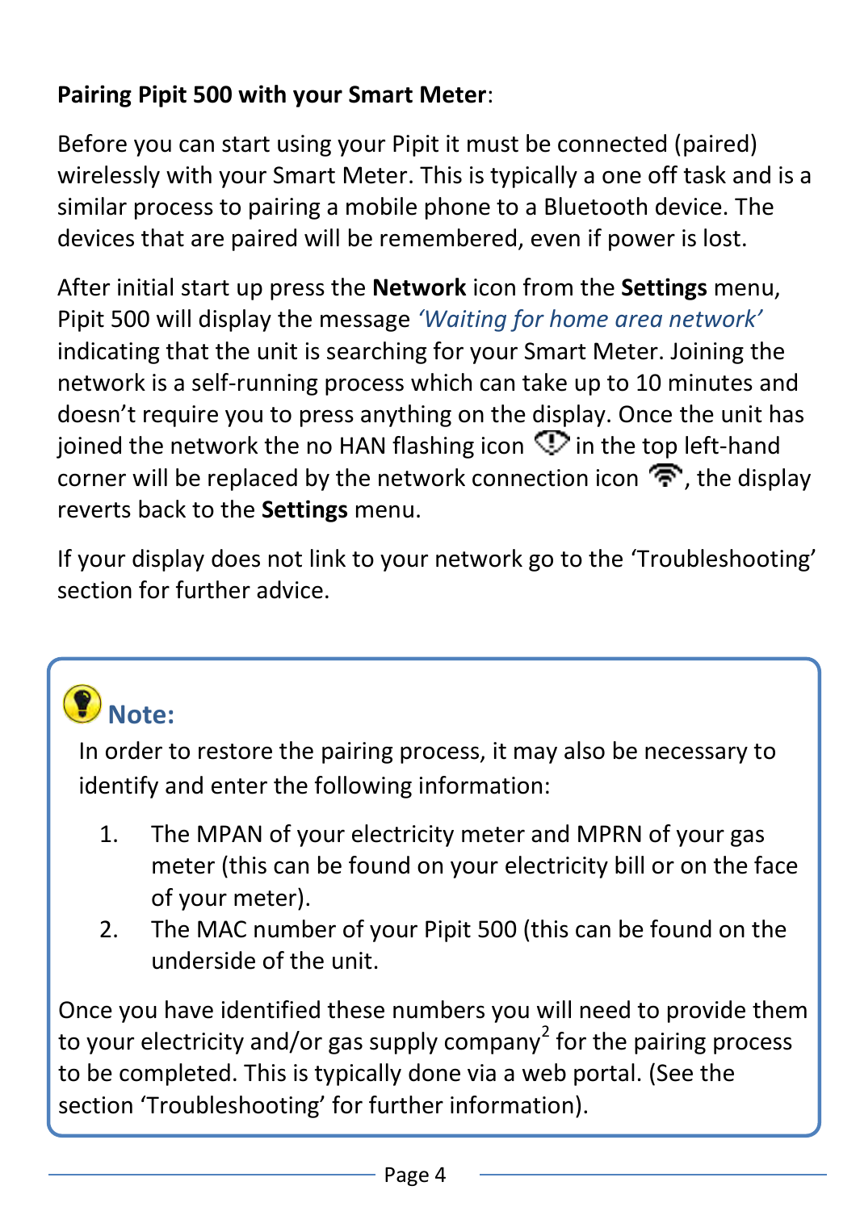**Pairing Pipit 500 with your Smart Meter**:

Before you can start using your Pipit it must be connected (paired) wirelessly with your Smart Meter. This is typically a one off task and is a similar process to pairing a mobile phone to a Bluetooth device. The devices that are paired will be remembered, even if power is lost.

After initial start up press the **Network** icon from the **Settings** menu, Pipit 500 will display the message *'Waiting for home area network'* indicating that the unit is searching for your Smart Meter. Joining the network is a self-running process which can take up to 10 minutes and doesn't require you to press anything on the display. Once the unit has joined the network the no HAN flashing icon in the top left-hand corner will be replaced by the network connection icon , the display reverts back to the **Settings** menu.

If your display does not link to your network go to the 'Troubleshooting' section for further advice.

**Note:**

In order to restore the pairing process, it may also be necessary to identify and enter the following information:

1. The MPAN of your electricity meter and MPRN of your gas meter (this can be found on your electricity bill or on the face of your meter).
2. The MAC number of your Pipit 500 (this can be found on the underside of the unit.

Once you have identified these numbers you will need to provide them to your electricity and/or gas supply company[2] for the pairing process to be completed. This is typically done via a web portal. (See the section 'Troubleshooting' for further information).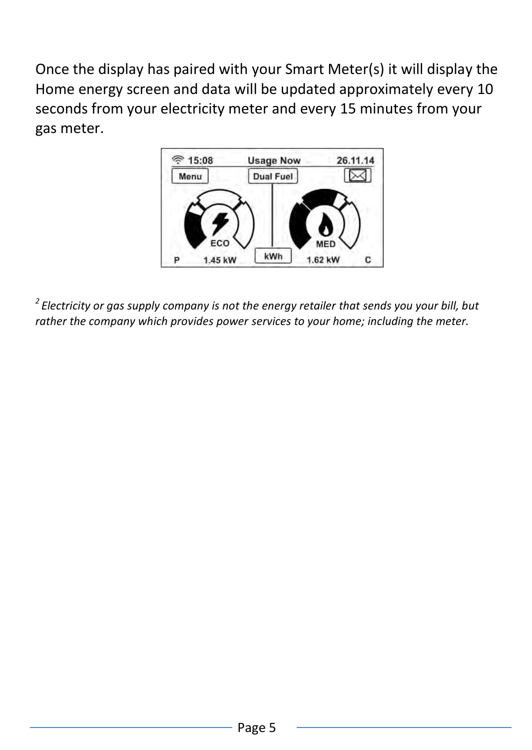Once the display has paired with your Smart Meter(s) it will display the Home energy screen and data will be updated approximately every 10 seconds from your electricity meter and every 15 minutes from your gas meter.

[2] *Electricity or gas supply company is not the energy retailer that sends you your bill, but rather the company which provides power services to your home; including the meter.*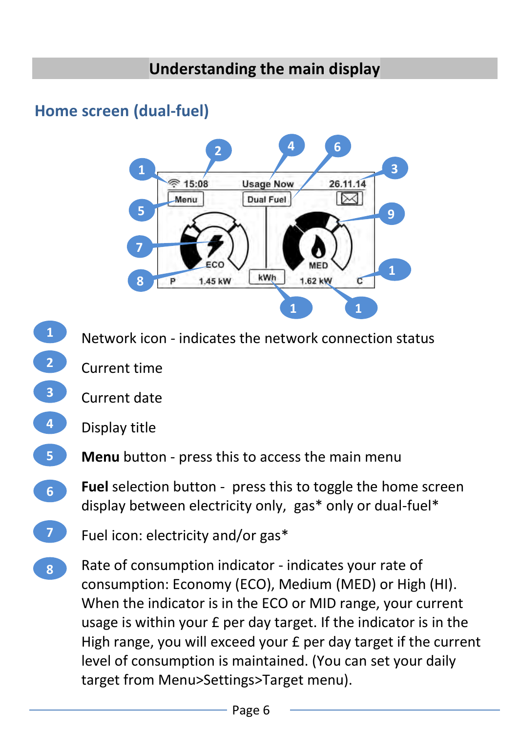# Understanding the main display

## Home screen (dual-fuel)

1. Network icon - indicates the network connection status
2. Current time
3. Current date
4. Display title
5. **Menu** button - press this to access the main menu
6. **Fuel** selection button - press this to toggle the home screen display between electricity only, gas* only or dual-fuel*
7. Fuel icon: electricity and/or gas*
8. Rate of consumption indicator - indicates your rate of consumption: Economy (ECO), Medium (MED) or High (HI). When the indicator is in the ECO or MID range, your current usage is within your £ per day target. If the indicator is in the High range, you will exceed your £ per day target if the current level of consumption is maintained. (You can set your daily target from Menu>Settings>Target menu).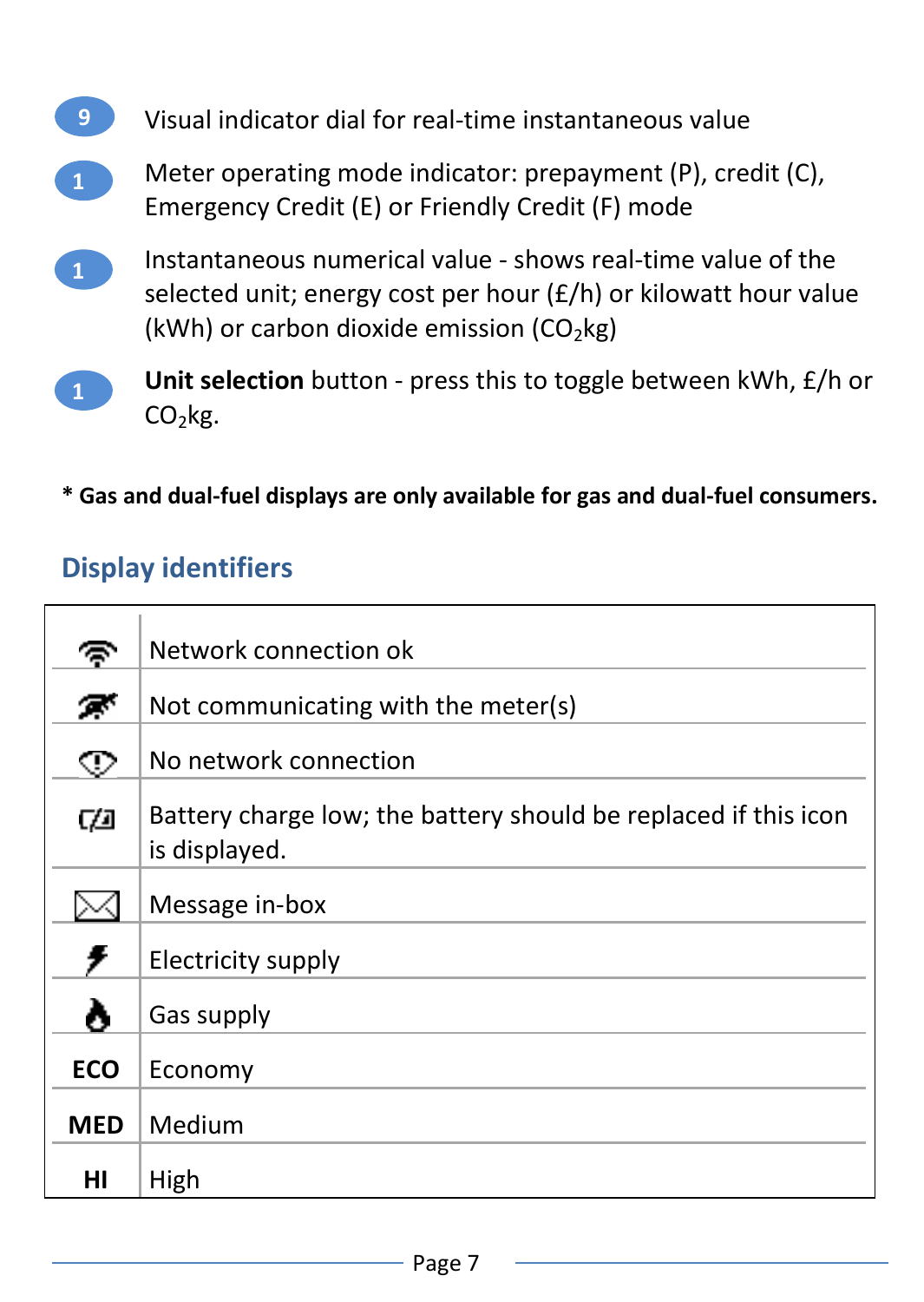9. Visual indicator dial for real-time instantaneous value
1. Meter operating mode indicator: prepayment (P), credit (C), Emergency Credit (E) or Friendly Credit (F) mode
1. Instantaneous numerical value - shows real-time value of the selected unit; energy cost per hour (£/h) or kilowatt hour value (kWh) or carbon dioxide emission ($CO_2$kg)
1. **Unit selection** button - press this to toggle between kWh, £/h or $CO_2$kg.

**\* Gas and dual-fuel displays are only available for gas and dual-fuel consumers.**

## Display identifiers

| | |
|---|---|
| | Network connection ok |
| | Not communicating with the meter(s) |
| | No network connection |
| | Battery charge low; the battery should be replaced if this icon is displayed. |
| | Message in-box |
| | Electricity supply |
| | Gas supply |
| **ECO** | Economy |
| **MED** | Medium |
| **HI** | High |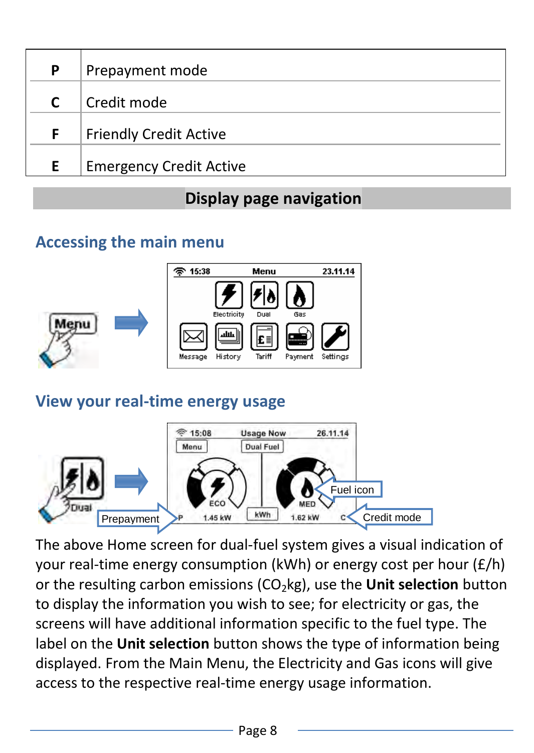| P | Prepayment mode |
|---|---|
| C | Credit mode |
| F | Friendly Credit Active |
| E | Emergency Credit Active |

## Display page navigation

### Accessing the main menu

### View your real-time energy usage

The above Home screen for dual-fuel system gives a visual indication of your real-time energy consumption (kWh) or energy cost per hour (£/h) or the resulting carbon emissions ($CO_2$kg), use the **Unit selection** button to display the information you wish to see; for electricity or gas, the screens will have additional information specific to the fuel type. The label on the **Unit selection** button shows the type of information being displayed. From the Main Menu, the Electricity and Gas icons will give access to the respective real-time energy usage information.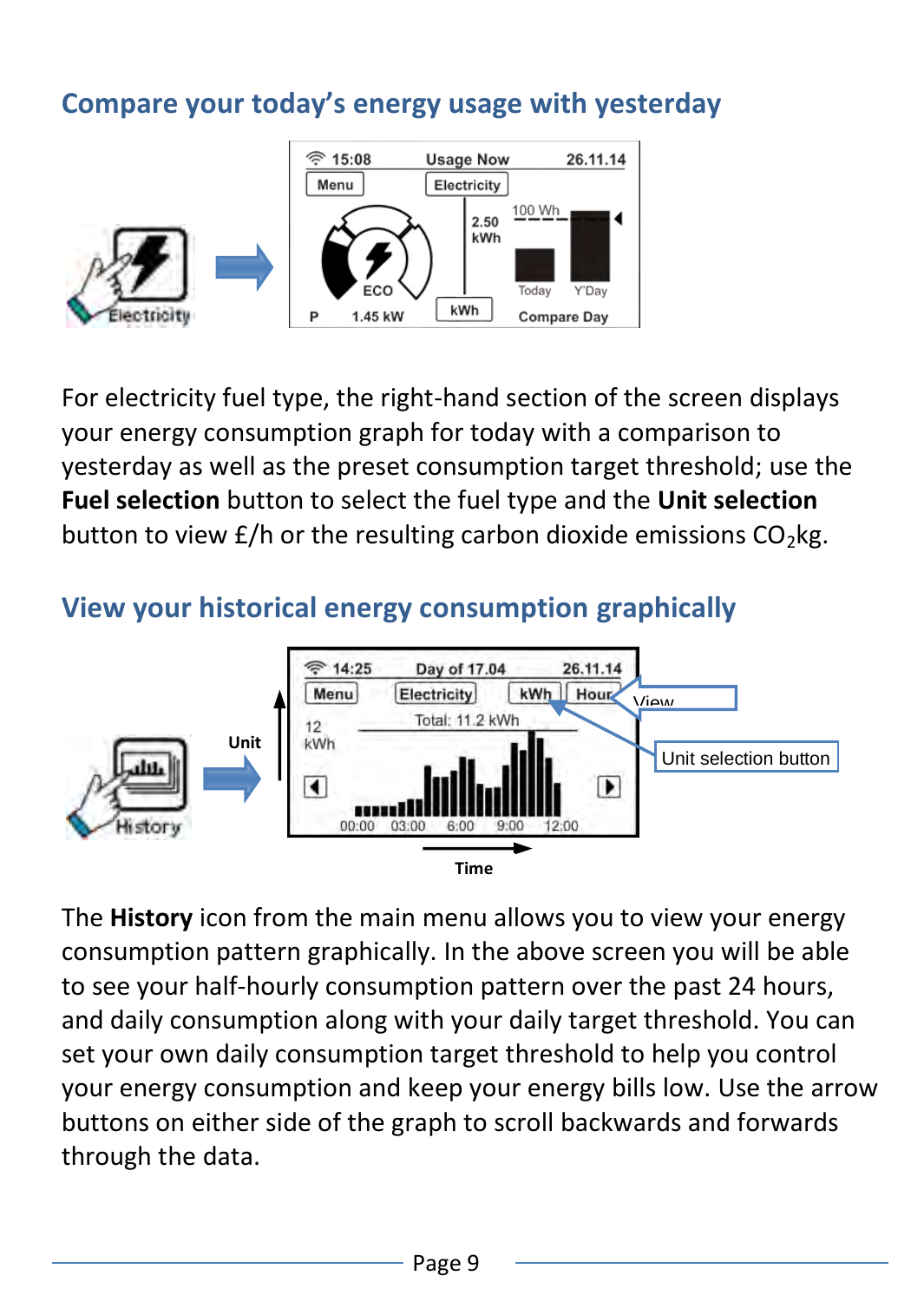## Compare your today's energy usage with yesterday

For electricity fuel type, the right-hand section of the screen displays your energy consumption graph for today with a comparison to yesterday as well as the preset consumption target threshold; use the **Fuel selection** button to select the fuel type and the **Unit selection** button to view £/h or the resulting carbon dioxide emissions $CO_2$kg.

## View your historical energy consumption graphically

The **History** icon from the main menu allows you to view your energy consumption pattern graphically. In the above screen you will be able to see your half-hourly consumption pattern over the past 24 hours, and daily consumption along with your daily target threshold. You can set your own daily consumption target threshold to help you control your energy consumption and keep your energy bills low. Use the arrow buttons on either side of the graph to scroll backwards and forwards through the data.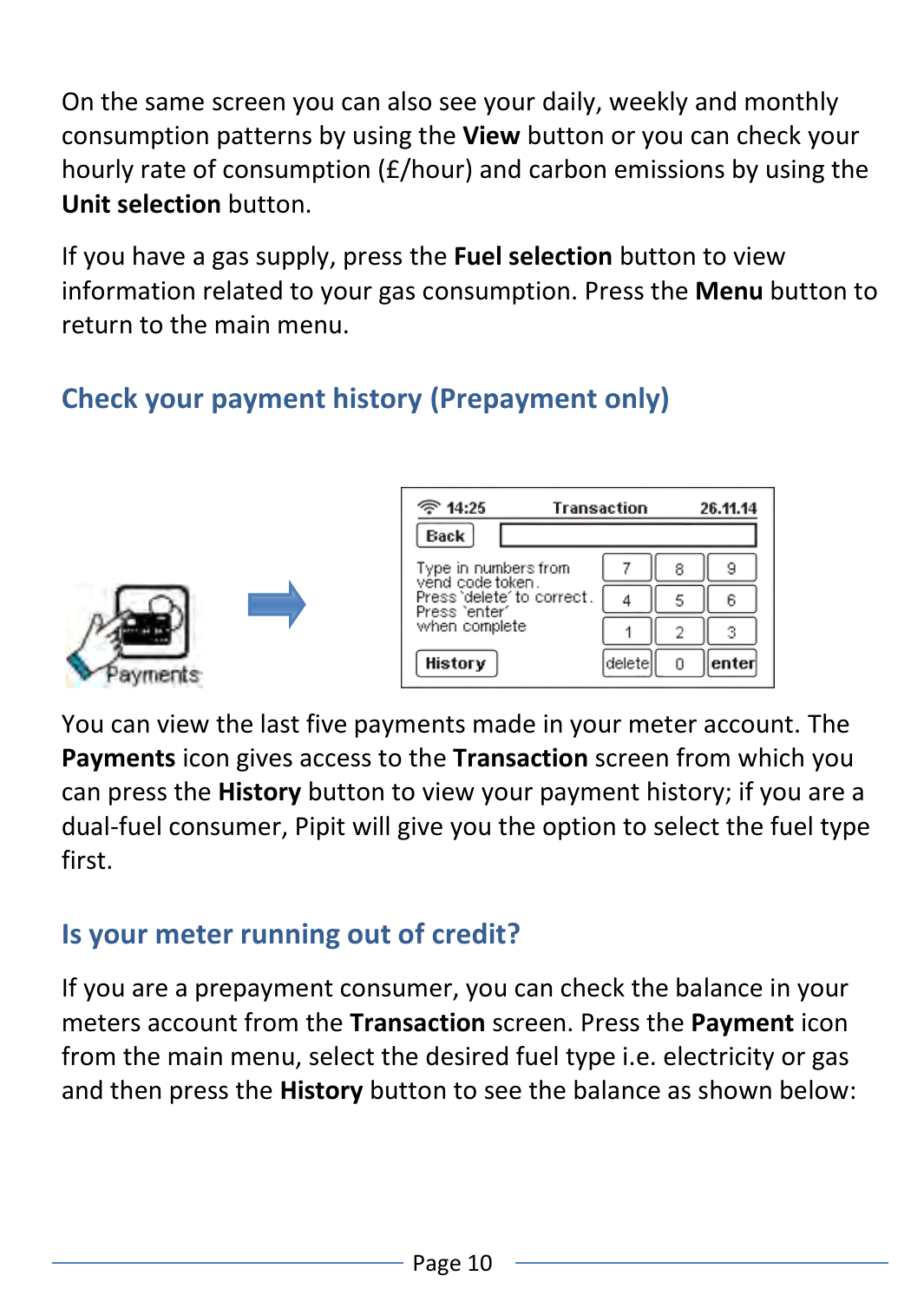On the same screen you can also see your daily, weekly and monthly consumption patterns by using the **View** button or you can check your hourly rate of consumption (£/hour) and carbon emissions by using the **Unit selection** button.

If you have a gas supply, press the **Fuel selection** button to view information related to your gas consumption. Press the **Menu** button to return to the main menu.

## Check your payment history (Prepayment only)

You can view the last five payments made in your meter account. The **Payments** icon gives access to the **Transaction** screen from which you can press the **History** button to view your payment history; if you are a dual-fuel consumer, Pipit will give you the option to select the fuel type first.

## Is your meter running out of credit?

If you are a prepayment consumer, you can check the balance in your meters account from the **Transaction** screen. Press the **Payment** icon from the main menu, select the desired fuel type i.e. electricity or gas and then press the **History** button to see the balance as shown below: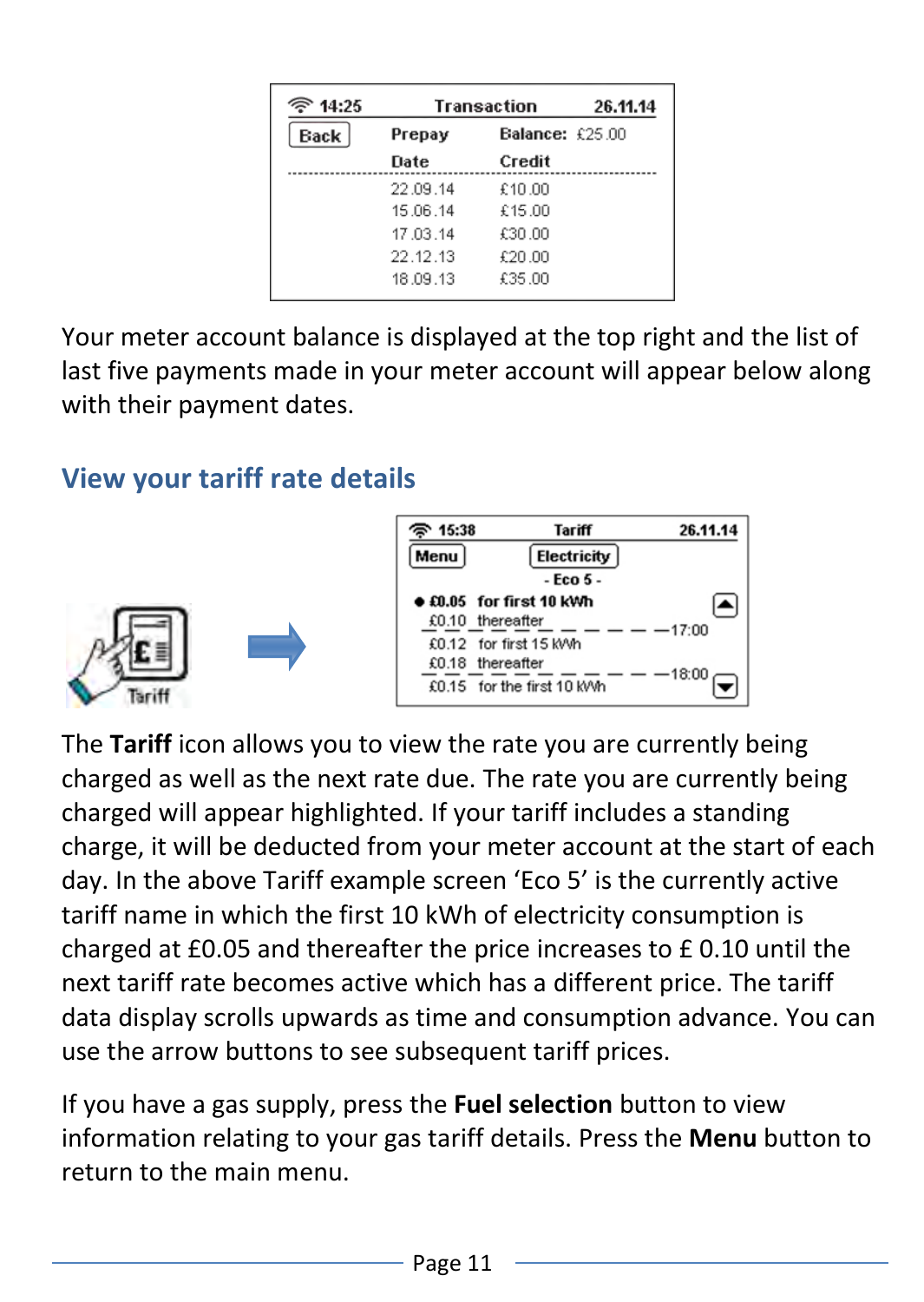Your meter account balance is displayed at the top right and the list of last five payments made in your meter account will appear below along with their payment dates.

## View your tariff rate details

The **Tariff** icon allows you to view the rate you are currently being charged as well as the next rate due. The rate you are currently being charged will appear highlighted. If your tariff includes a standing charge, it will be deducted from your meter account at the start of each day. In the above Tariff example screen ‘Eco 5’ is the currently active tariff name in which the first 10 kWh of electricity consumption is charged at £0.05 and thereafter the price increases to £ 0.10 until the next tariff rate becomes active which has a different price. The tariff data display scrolls upwards as time and consumption advance. You can use the arrow buttons to see subsequent tariff prices.

If you have a gas supply, press the **Fuel selection** button to view information relating to your gas tariff details. Press the **Menu** button to return to the main menu.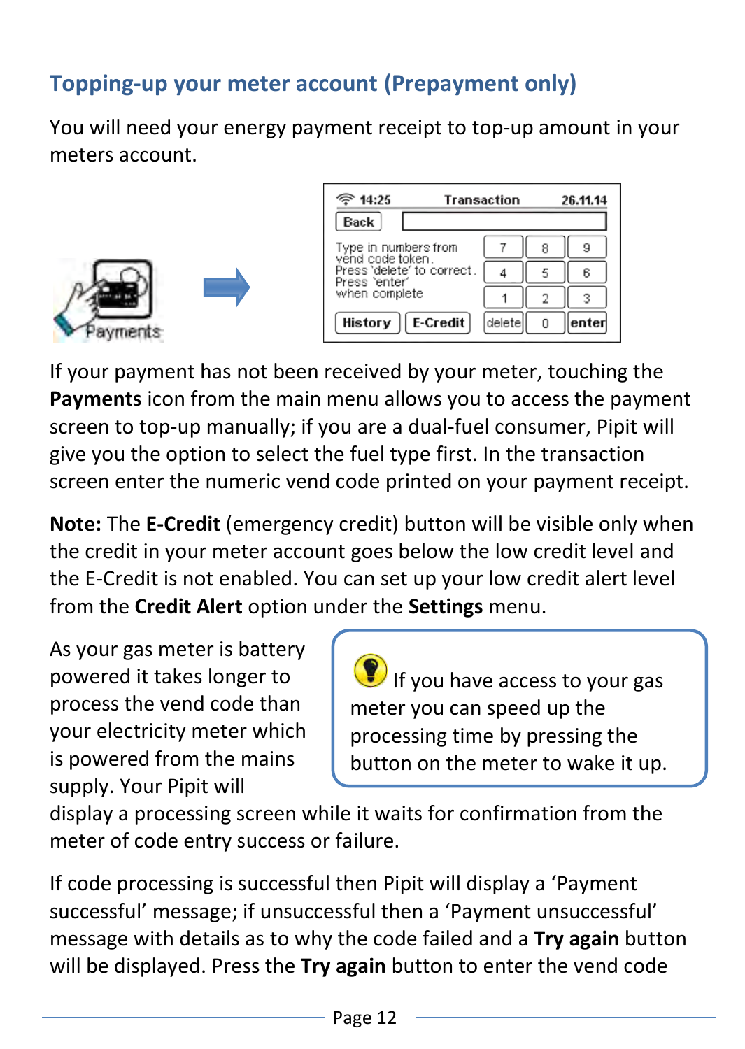## Topping-up your meter account (Prepayment only)

You will need your energy payment receipt to top-up amount in your meters account.

If your payment has not been received by your meter, touching the **Payments** icon from the main menu allows you to access the payment screen to top-up manually; if you are a dual-fuel consumer, Pipit will give you the option to select the fuel type first. In the transaction screen enter the numeric vend code printed on your payment receipt.

**Note:** The **E-Credit** (emergency credit) button will be visible only when the credit in your meter account goes below the low credit level and the E-Credit is not enabled. You can set up your low credit alert level from the **Credit Alert** option under the **Settings** menu.

As your gas meter is battery powered it takes longer to process the vend code than your electricity meter which is powered from the mains supply. Your Pipit will display a processing screen while it waits for confirmation from the meter of code entry success or failure.

> If you have access to your gas meter you can speed up the processing time by pressing the button on the meter to wake it up.

If code processing is successful then Pipit will display a 'Payment successful' message; if unsuccessful then a 'Payment unsuccessful' message with details as to why the code failed and a **Try again** button will be displayed. Press the **Try again** button to enter the vend code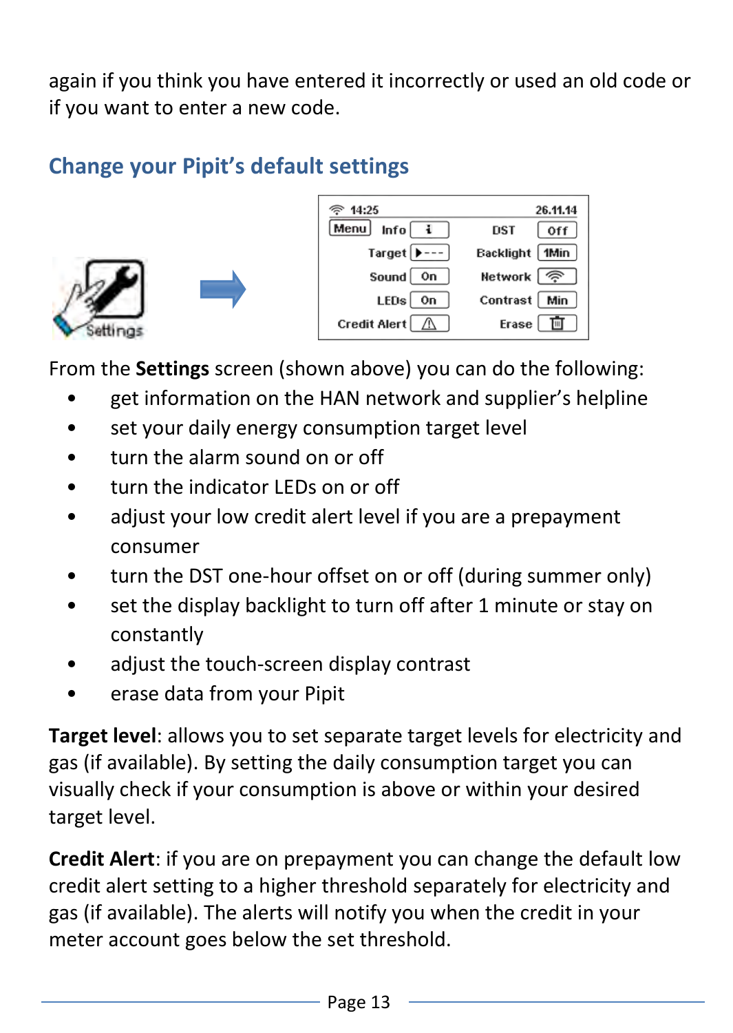again if you think you have entered it incorrectly or used an old code or if you want to enter a new code.

## Change your Pipit's default settings

From the **Settings** screen (shown above) you can do the following:

- get information on the HAN network and supplier's helpline
- set your daily energy consumption target level
- turn the alarm sound on or off
- turn the indicator LEDs on or off
- adjust your low credit alert level if you are a prepayment consumer
- turn the DST one-hour offset on or off (during summer only)
- set the display backlight to turn off after 1 minute or stay on constantly
- adjust the touch-screen display contrast
- erase data from your Pipit

**Target level**: allows you to set separate target levels for electricity and gas (if available). By setting the daily consumption target you can visually check if your consumption is above or within your desired target level.

**Credit Alert**: if you are on prepayment you can change the default low credit alert setting to a higher threshold separately for electricity and gas (if available). The alerts will notify you when the credit in your meter account goes below the set threshold.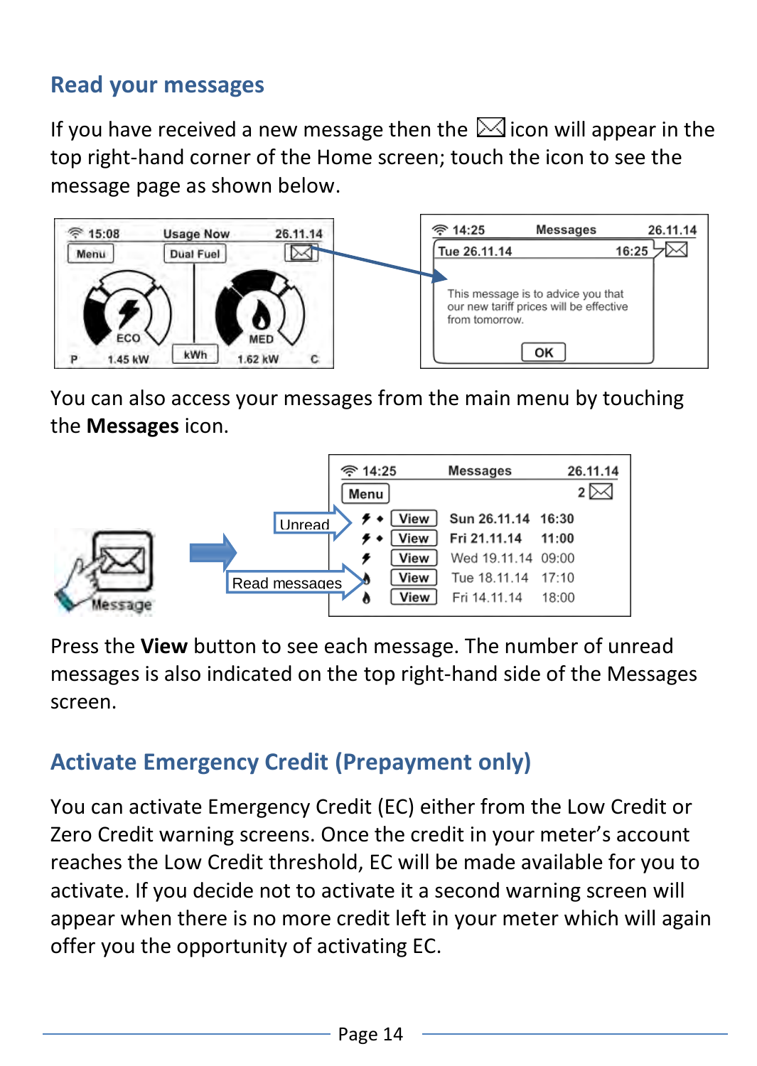## Read your messages

If you have received a new message then the ✉ icon will appear in the top right-hand corner of the Home screen; touch the icon to see the message page as shown below.

You can also access your messages from the main menu by touching the **Messages** icon.

Press the **View** button to see each message. The number of unread messages is also indicated on the top right-hand side of the Messages screen.

## Activate Emergency Credit (Prepayment only)

You can activate Emergency Credit (EC) either from the Low Credit or Zero Credit warning screens. Once the credit in your meter's account reaches the Low Credit threshold, EC will be made available for you to activate. If you decide not to activate it a second warning screen will appear when there is no more credit left in your meter which will again offer you the opportunity of activating EC.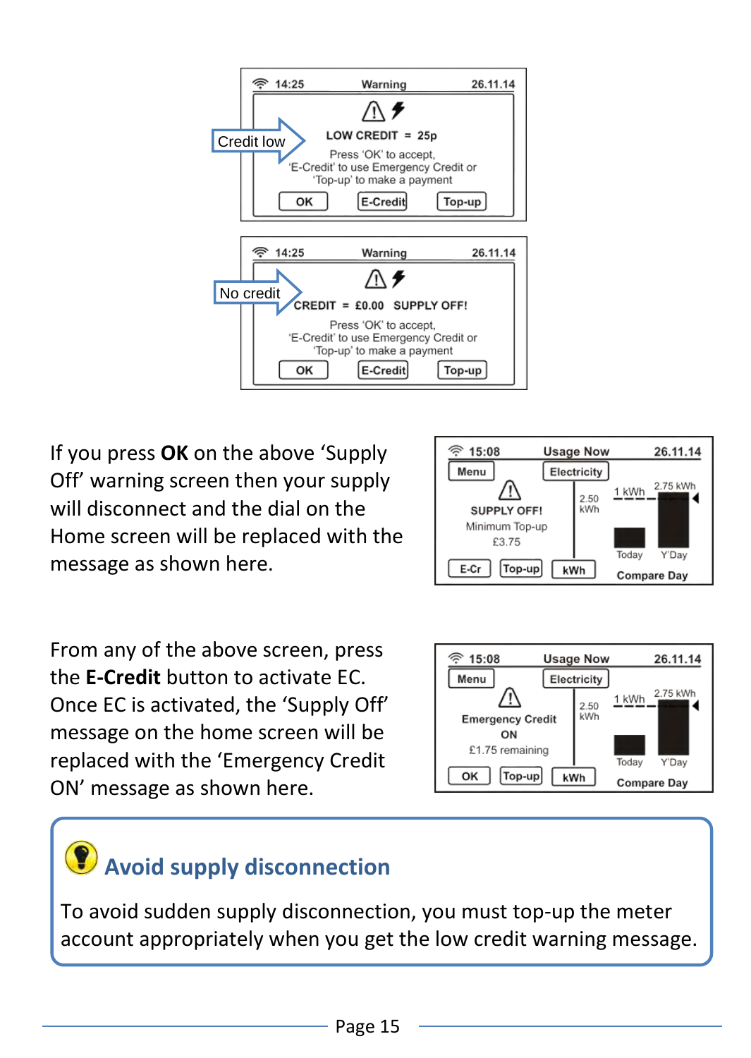Credit low

14:25 Warning 26.11.14

LOW CREDIT = 25p

Press 'OK' to accept,
'E-Credit' to use Emergency Credit or
'Top-up' to make a payment

OK | E-Credit | Top-up

No credit

14:25 Warning 26.11.14

CREDIT = £0.00 SUPPLY OFF!

Press 'OK' to accept,
'E-Credit' to use Emergency Credit or
'Top-up' to make a payment

OK | E-Credit | Top-up

If you press **OK** on the above 'Supply Off' warning screen then your supply will disconnect and the dial on the Home screen will be replaced with the message as shown here.

15:08 Usage Now 26.11.14

Menu | Electricity

SUPPLY OFF!
Minimum Top-up
£3.75

2.50 kWh | 1 kWh | 2.75 kWh | Today | Y'Day

E-Cr | Top-up | kWh | Compare Day

From any of the above screen, press the **E-Credit** button to activate EC. Once EC is activated, the 'Supply Off' message on the home screen will be replaced with the 'Emergency Credit ON' message as shown here.

15:08 Usage Now 26.11.14

Menu | Electricity

Emergency Credit
ON
£1.75 remaining

2.50 kWh | 1 kWh | 2.75 kWh | Today | Y'Day

OK | Top-up | kWh | Compare Day

## Avoid supply disconnection

To avoid sudden supply disconnection, you must top-up the meter account appropriately when you get the low credit warning message.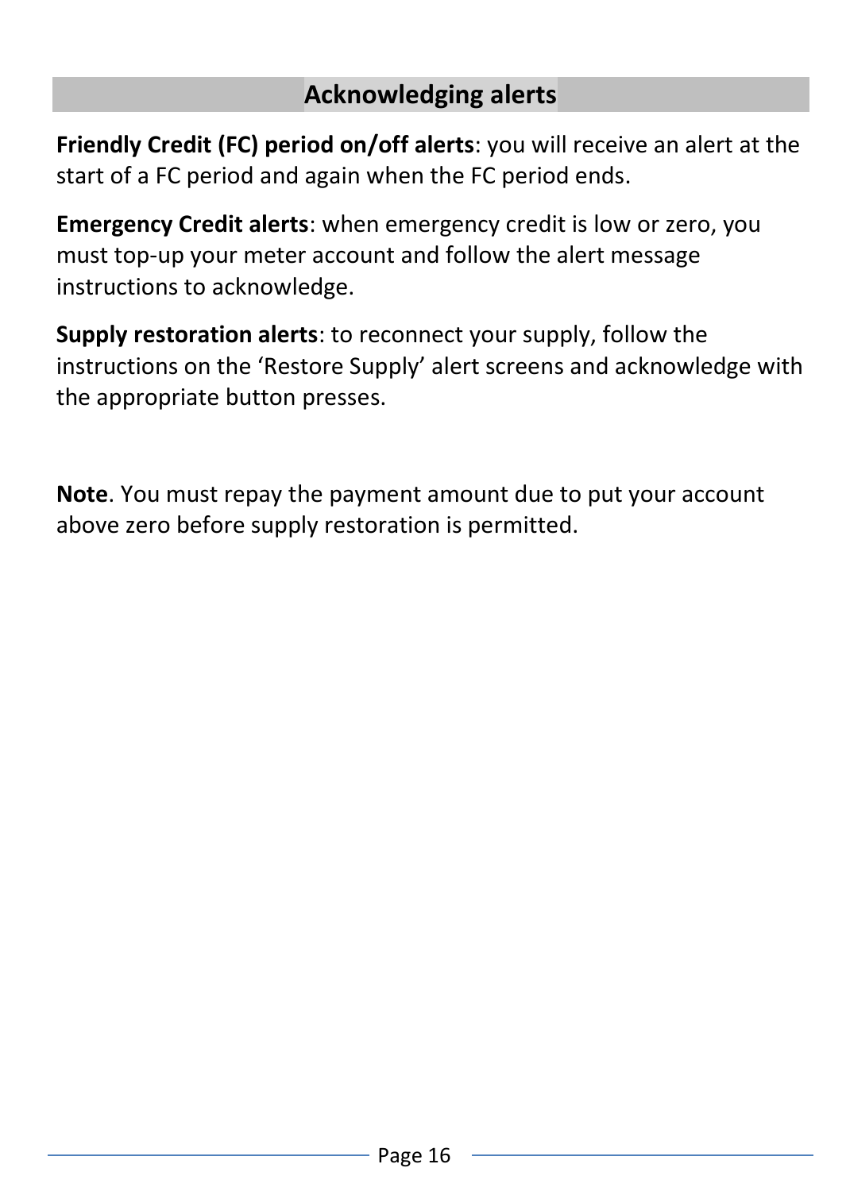## Acknowledging alerts

**Friendly Credit (FC) period on/off alerts**: you will receive an alert at the start of a FC period and again when the FC period ends.

**Emergency Credit alerts**: when emergency credit is low or zero, you must top-up your meter account and follow the alert message instructions to acknowledge.

**Supply restoration alerts**: to reconnect your supply, follow the instructions on the 'Restore Supply' alert screens and acknowledge with the appropriate button presses.

**Note**. You must repay the payment amount due to put your account above zero before supply restoration is permitted.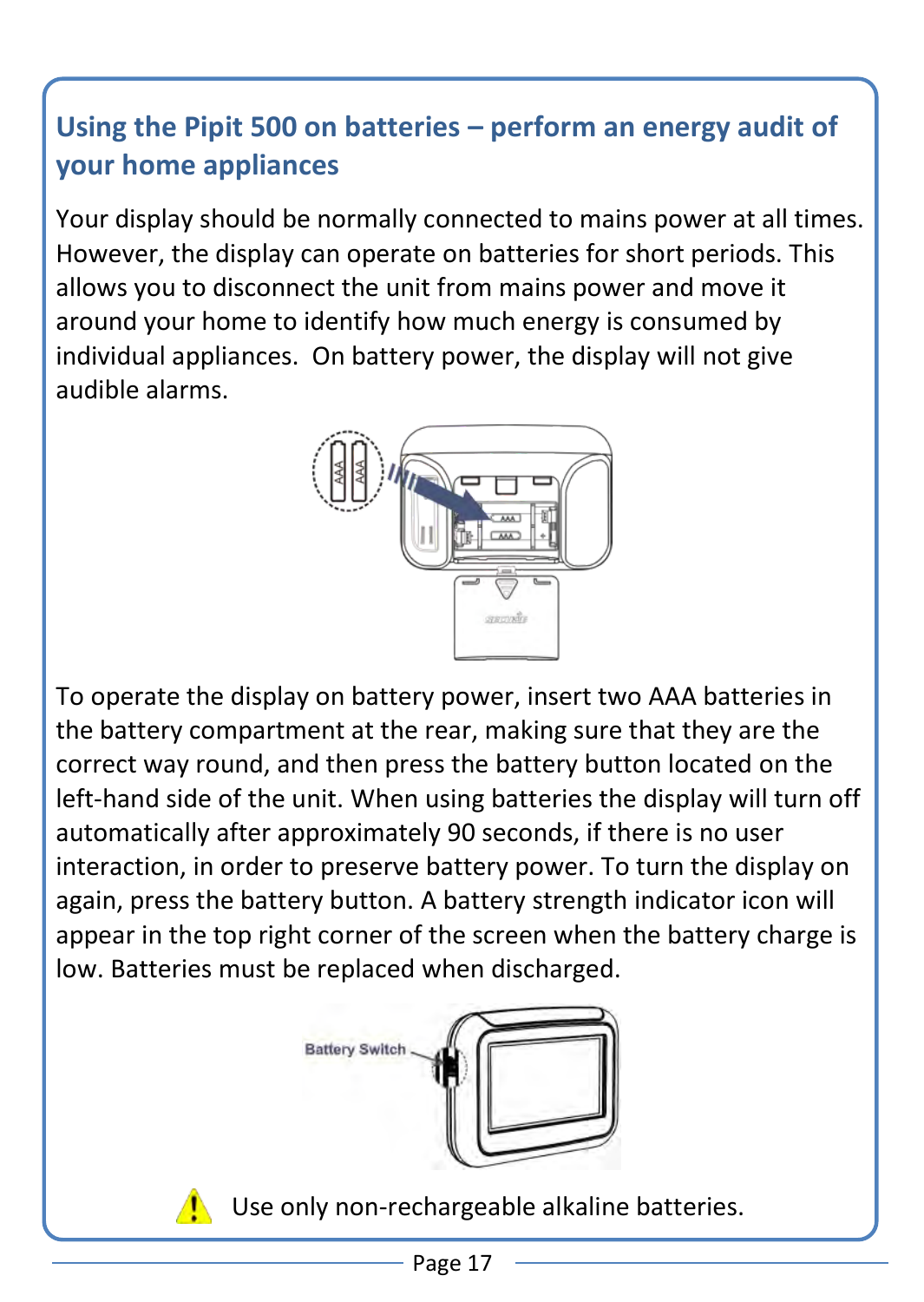## Using the Pipit 500 on batteries – perform an energy audit of your home appliances

Your display should be normally connected to mains power at all times. However, the display can operate on batteries for short periods. This allows you to disconnect the unit from mains power and move it around your home to identify how much energy is consumed by individual appliances. On battery power, the display will not give audible alarms.

To operate the display on battery power, insert two AAA batteries in the battery compartment at the rear, making sure that they are the correct way round, and then press the battery button located on the left-hand side of the unit. When using batteries the display will turn off automatically after approximately 90 seconds, if there is no user interaction, in order to preserve battery power. To turn the display on again, press the battery button. A battery strength indicator icon will appear in the top right corner of the screen when the battery charge is low. Batteries must be replaced when discharged.

Battery Switch

⚠ Use only non-rechargeable alkaline batteries.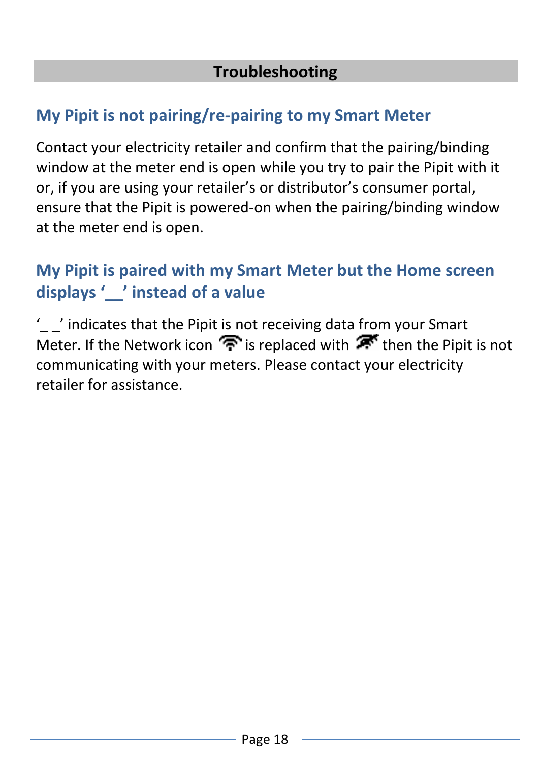# Troubleshooting

## My Pipit is not pairing/re-pairing to my Smart Meter

Contact your electricity retailer and confirm that the pairing/binding window at the meter end is open while you try to pair the Pipit with it or, if you are using your retailer's or distributor's consumer portal, ensure that the Pipit is powered-on when the pairing/binding window at the meter end is open.

## My Pipit is paired with my Smart Meter but the Home screen displays '__' instead of a value

'_ _' indicates that the Pipit is not receiving data from your Smart Meter. If the Network icon is replaced with then the Pipit is not communicating with your meters. Please contact your electricity retailer for assistance.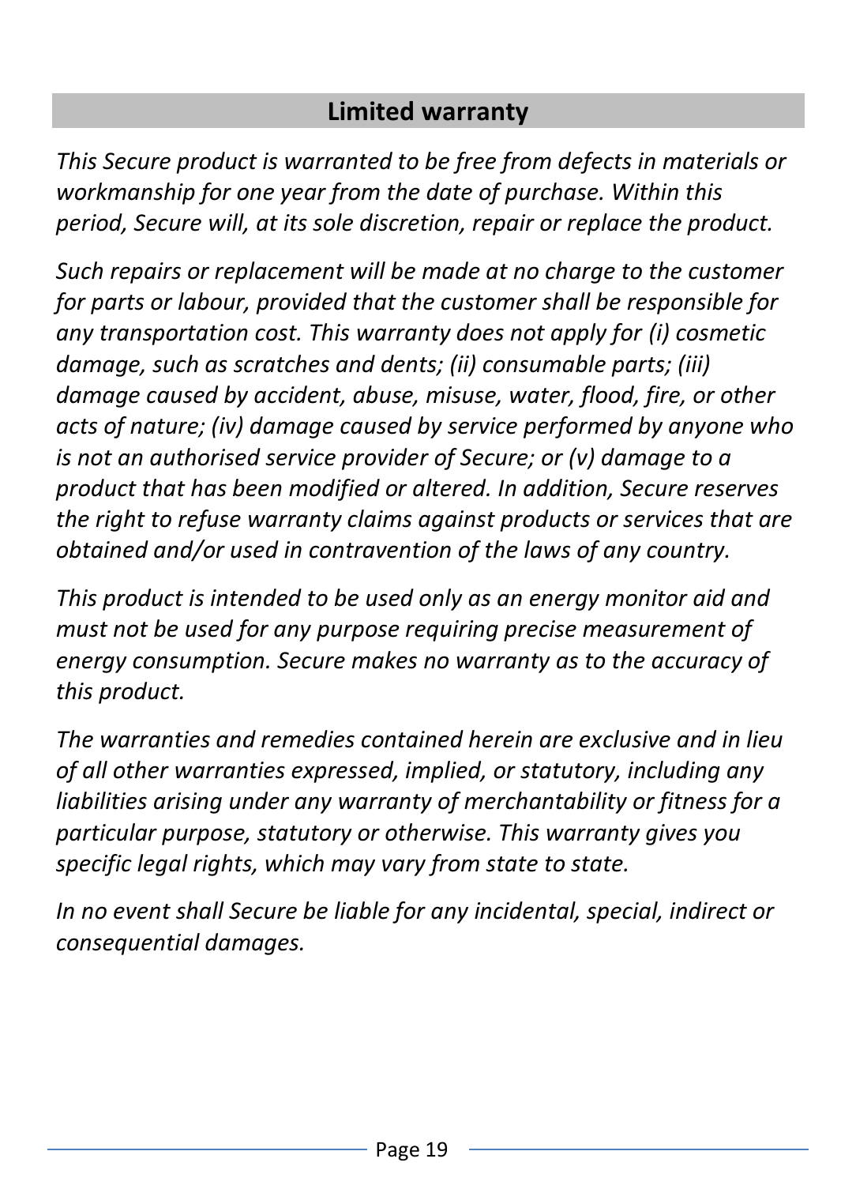## Limited warranty

*This Secure product is warranted to be free from defects in materials or workmanship for one year from the date of purchase. Within this period, Secure will, at its sole discretion, repair or replace the product.*

*Such repairs or replacement will be made at no charge to the customer for parts or labour, provided that the customer shall be responsible for any transportation cost. This warranty does not apply for (i) cosmetic damage, such as scratches and dents; (ii) consumable parts; (iii) damage caused by accident, abuse, misuse, water, flood, fire, or other acts of nature; (iv) damage caused by service performed by anyone who is not an authorised service provider of Secure; or (v) damage to a product that has been modified or altered. In addition, Secure reserves the right to refuse warranty claims against products or services that are obtained and/or used in contravention of the laws of any country.*

*This product is intended to be used only as an energy monitor aid and must not be used for any purpose requiring precise measurement of energy consumption. Secure makes no warranty as to the accuracy of this product.*

*The warranties and remedies contained herein are exclusive and in lieu of all other warranties expressed, implied, or statutory, including any liabilities arising under any warranty of merchantability or fitness for a particular purpose, statutory or otherwise. This warranty gives you specific legal rights, which may vary from state to state.*

*In no event shall Secure be liable for any incidental, special, indirect or consequential damages.*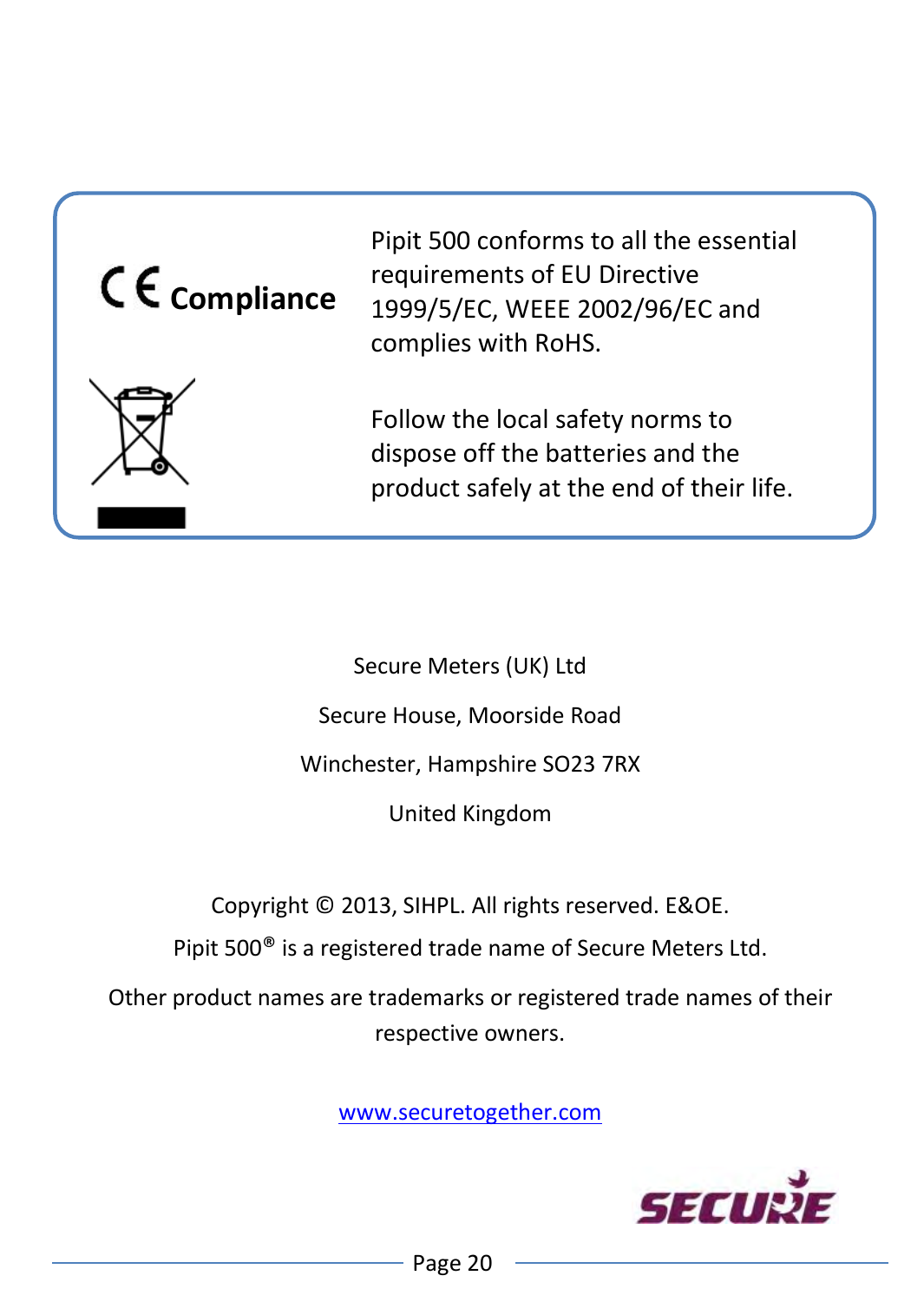**CE Compliance**

Pipit 500 conforms to all the essential requirements of EU Directive 1999/5/EC, WEEE 2002/96/EC and complies with RoHS.

Follow the local safety norms to dispose off the batteries and the product safely at the end of their life.

Secure Meters (UK) Ltd

Secure House, Moorside Road

Winchester, Hampshire SO23 7RX

United Kingdom

Copyright © 2013, SIHPL. All rights reserved. E&OE.

Pipit 500® is a registered trade name of Secure Meters Ltd.

Other product names are trademarks or registered trade names of their respective owners.

[www.securetogether.com](http://www.securetogether.com)

SECURE